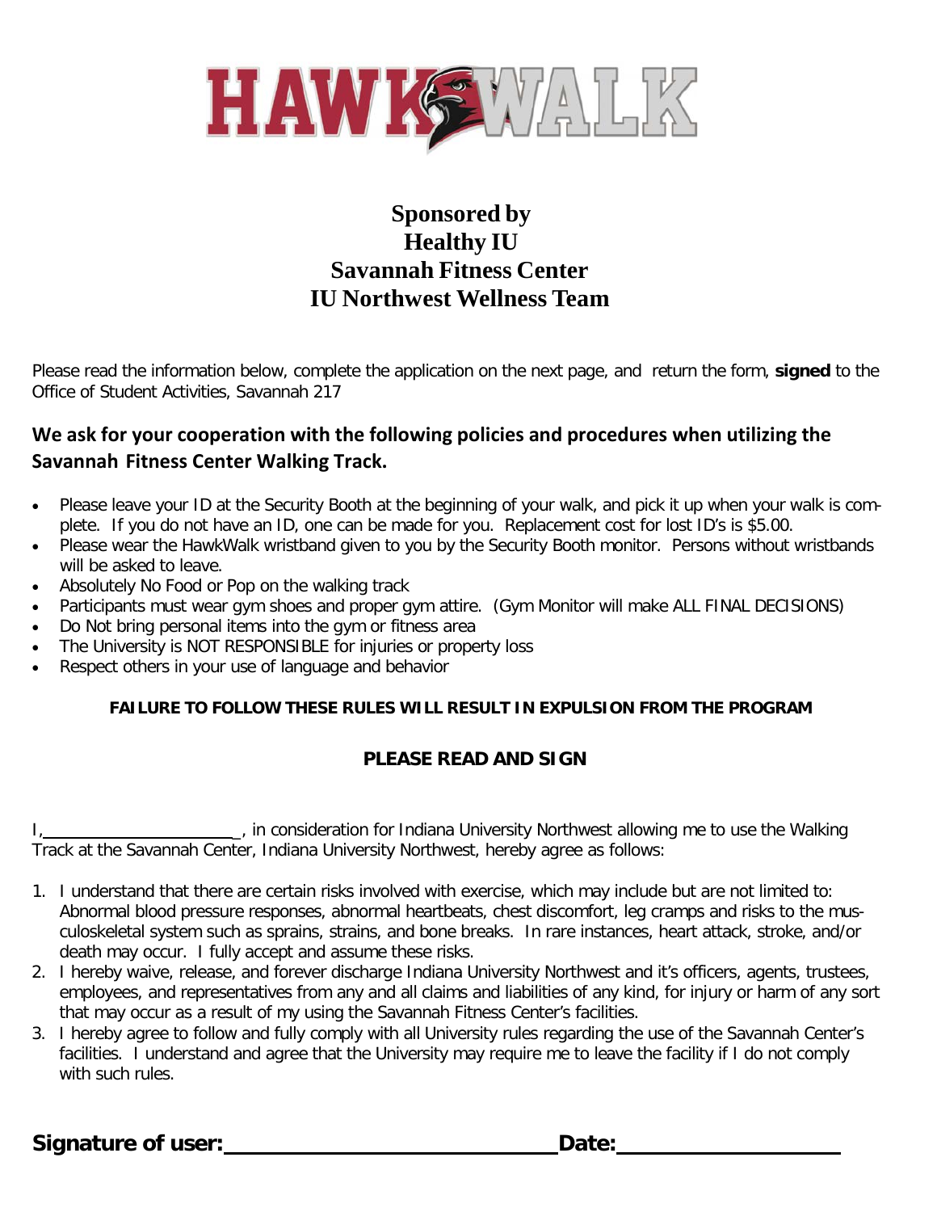# HAWKWALK

**Sponsored by**
**Healthy IU**
**Savannah Fitness Center**
**IU Northwest Wellness Team**

Please read the information below, complete the application on the next page, and return the form, **signed** to the Office of Student Activities, Savannah 217

## We ask for your cooperation with the following policies and procedures when utilizing the Savannah Fitness Center Walking Track.

- Please leave your ID at the Security Booth at the beginning of your walk, and pick it up when your walk is complete. If you do not have an ID, one can be made for you. Replacement cost for lost ID's is $5.00.
- Please wear the HawkWalk wristband given to you by the Security Booth monitor. Persons without wristbands will be asked to leave.
- Absolutely No Food or Pop on the walking track
- Participants must wear gym shoes and proper gym attire. (Gym Monitor will make ALL FINAL DECISIONS)
- Do Not bring personal items into the gym or fitness area
- The University is NOT RESPONSIBLE for injuries or property loss
- Respect others in your use of language and behavior

**FAILURE TO FOLLOW THESE RULES WILL RESULT IN EXPULSION FROM THE PROGRAM**

**PLEASE READ AND SIGN**

I,\_\_\_\_\_\_\_\_\_\_\_\_\_\_\_\_\_\_\_\_\_\_, in consideration for Indiana University Northwest allowing me to use the Walking Track at the Savannah Center, Indiana University Northwest, hereby agree as follows:

1. I understand that there are certain risks involved with exercise, which may include but are not limited to: Abnormal blood pressure responses, abnormal heartbeats, chest discomfort, leg cramps and risks to the musculoskeletal system such as sprains, strains, and bone breaks. In rare instances, heart attack, stroke, and/or death may occur. I fully accept and assume these risks.
2. I hereby waive, release, and forever discharge Indiana University Northwest and it's officers, agents, trustees, employees, and representatives from any and all claims and liabilities of any kind, for injury or harm of any sort that may occur as a result of my using the Savannah Fitness Center's facilities.
3. I hereby agree to follow and fully comply with all University rules regarding the use of the Savannah Center's facilities. I understand and agree that the University may require me to leave the facility if I do not comply with such rules.

**Signature of user:\_\_\_\_\_\_\_\_\_\_\_\_\_\_\_\_\_\_\_\_\_\_\_\_\_\_\_\_ Date:\_\_\_\_\_\_\_\_\_\_\_\_\_\_\_\_\_\_**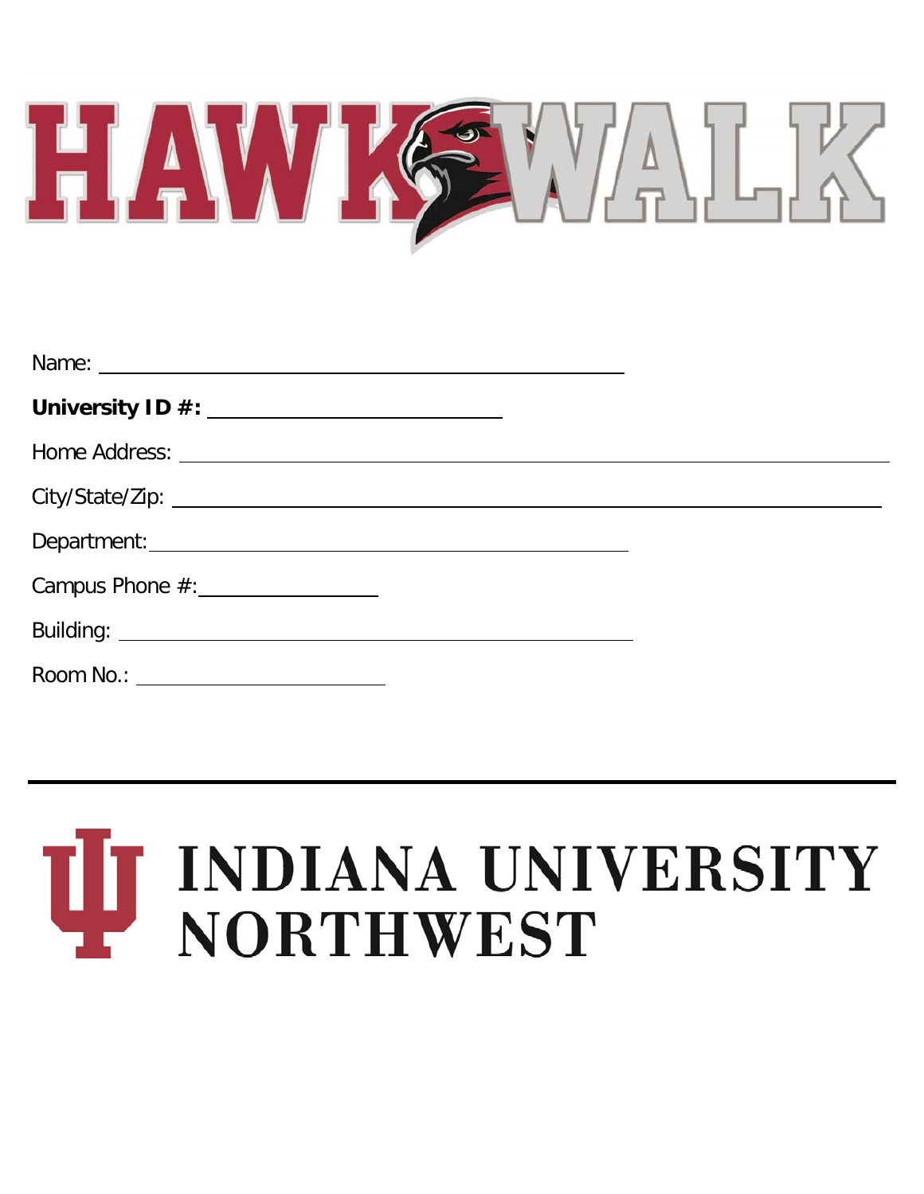# HAWK WALK

Name: ___________________________________________

**University ID #:** ___________________________

Home Address: ____________________________________________________________

City/State/Zip: ____________________________________________________________

Department: ___________________________________________

Campus Phone #: ________________

Building: ___________________________________________

Room No.: ______________________

---

INDIANA UNIVERSITY NORTHWEST